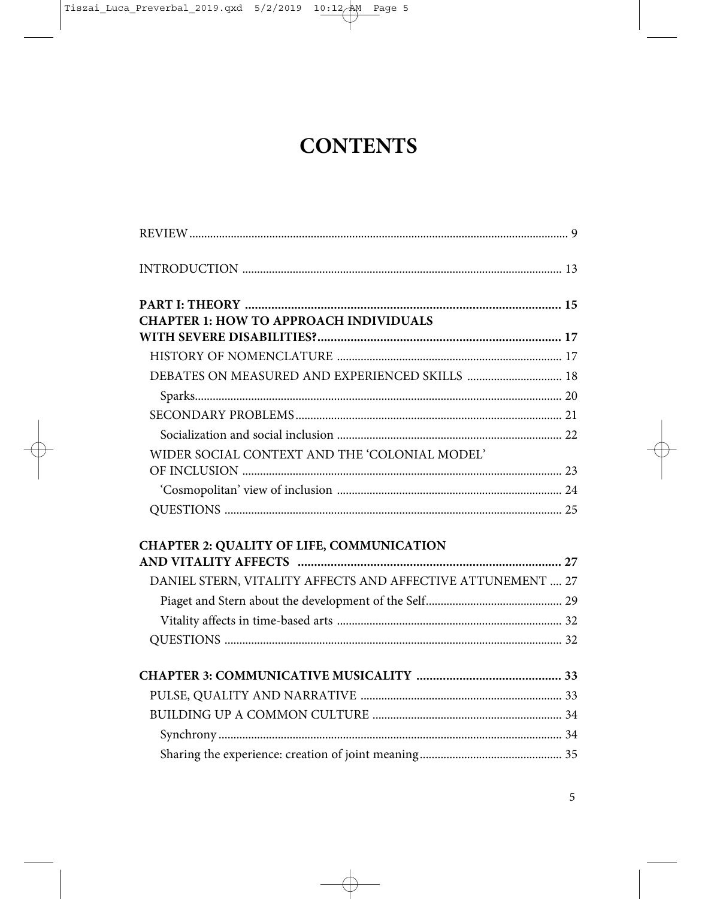# CONTENTS

REVIEW ..... 9

INTRODUCTION ..... 13

**PART I: THEORY ..... 15**

**CHAPTER 1: HOW TO APPROACH INDIVIDUALS WITH SEVERE DISABILITIES? ..... 17**

- HISTORY OF NOMENCLATURE ..... 17
- DEBATES ON MEASURED AND EXPERIENCED SKILLS ..... 18
  - Sparks ..... 20
- SECONDARY PROBLEMS ..... 21
  - Socialization and social inclusion ..... 22
- WIDER SOCIAL CONTEXT AND THE 'COLONIAL MODEL' OF INCLUSION ..... 23
  - 'Cosmopolitan' view of inclusion ..... 24
- QUESTIONS ..... 25

**CHAPTER 2: QUALITY OF LIFE, COMMUNICATION AND VITALITY AFFECTS ..... 27**

- DANIEL STERN, VITALITY AFFECTS AND AFFECTIVE ATTUNEMENT ..... 27
  - Piaget and Stern about the development of the Self ..... 29
  - Vitality affects in time-based arts ..... 32
- QUESTIONS ..... 32

**CHAPTER 3: COMMUNICATIVE MUSICALITY ..... 33**

- PULSE, QUALITY AND NARRATIVE ..... 33
- BUILDING UP A COMMON CULTURE ..... 34
  - Synchrony ..... 34
  - Sharing the experience: creation of joint meaning ..... 35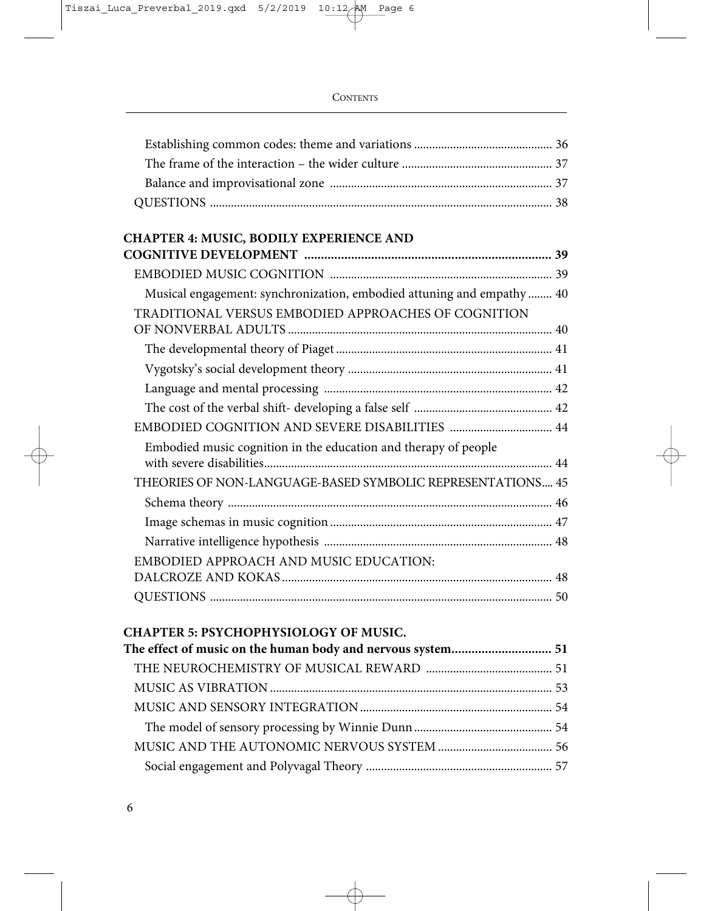Establishing common codes: theme and variations ... 36
The frame of the interaction – the wider culture ... 37
Balance and improvisational zone ... 37
QUESTIONS ... 38

**CHAPTER 4: MUSIC, BODILY EXPERIENCE AND COGNITIVE DEVELOPMENT ... 39**

EMBODIED MUSIC COGNITION ... 39
Musical engagement: synchronization, embodied attuning and empathy ... 40
TRADITIONAL VERSUS EMBODIED APPROACHES OF COGNITION OF NONVERBAL ADULTS ... 40
The developmental theory of Piaget ... 41
Vygotsky's social development theory ... 41
Language and mental processing ... 42
The cost of the verbal shift- developing a false self ... 42
EMBODIED COGNITION AND SEVERE DISABILITIES ... 44
Embodied music cognition in the education and therapy of people with severe disabilities ... 44
THEORIES OF NON-LANGUAGE-BASED SYMBOLIC REPRESENTATIONS ... 45
Schema theory ... 46
Image schemas in music cognition ... 47
Narrative intelligence hypothesis ... 48
EMBODIED APPROACH AND MUSIC EDUCATION: DALCROZE AND KOKAS ... 48
QUESTIONS ... 50

**CHAPTER 5: PSYCHOPHYSIOLOGY OF MUSIC. The effect of music on the human body and nervous system ... 51**

THE NEUROCHEMISTRY OF MUSICAL REWARD ... 51
MUSIC AS VIBRATION ... 53
MUSIC AND SENSORY INTEGRATION ... 54
The model of sensory processing by Winnie Dunn ... 54
MUSIC AND THE AUTONOMIC NERVOUS SYSTEM ... 56
Social engagement and Polyvagal Theory ... 57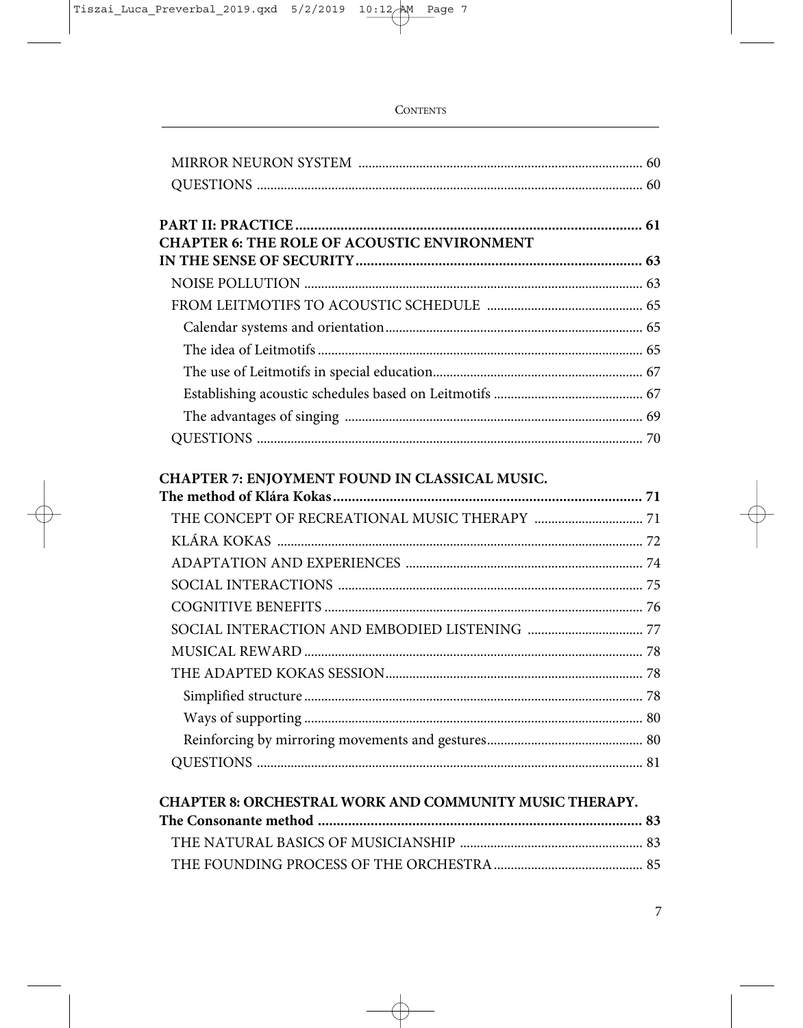MIRROR NEURON SYSTEM ..... 60
QUESTIONS ..... 60

**PART II: PRACTICE ..... 61**

**CHAPTER 6: THE ROLE OF ACOUSTIC ENVIRONMENT IN THE SENSE OF SECURITY ..... 63**

NOISE POLLUTION ..... 63
FROM LEITMOTIFS TO ACOUSTIC SCHEDULE ..... 65
Calendar systems and orientation ..... 65
The idea of Leitmotifs ..... 65
The use of Leitmotifs in special education ..... 67
Establishing acoustic schedules based on Leitmotifs ..... 67
The advantages of singing ..... 69
QUESTIONS ..... 70

**CHAPTER 7: ENJOYMENT FOUND IN CLASSICAL MUSIC. The method of Klára Kokas ..... 71**

THE CONCEPT OF RECREATIONAL MUSIC THERAPY ..... 71
KLÁRA KOKAS ..... 72
ADAPTATION AND EXPERIENCES ..... 74
SOCIAL INTERACTIONS ..... 75
COGNITIVE BENEFITS ..... 76
SOCIAL INTERACTION AND EMBODIED LISTENING ..... 77
MUSICAL REWARD ..... 78
THE ADAPTED KOKAS SESSION ..... 78
Simplified structure ..... 78
Ways of supporting ..... 80
Reinforcing by mirroring movements and gestures ..... 80
QUESTIONS ..... 81

**CHAPTER 8: ORCHESTRAL WORK AND COMMUNITY MUSIC THERAPY. The Consonante method ..... 83**

THE NATURAL BASICS OF MUSICIANSHIP ..... 83
THE FOUNDING PROCESS OF THE ORCHESTRA ..... 85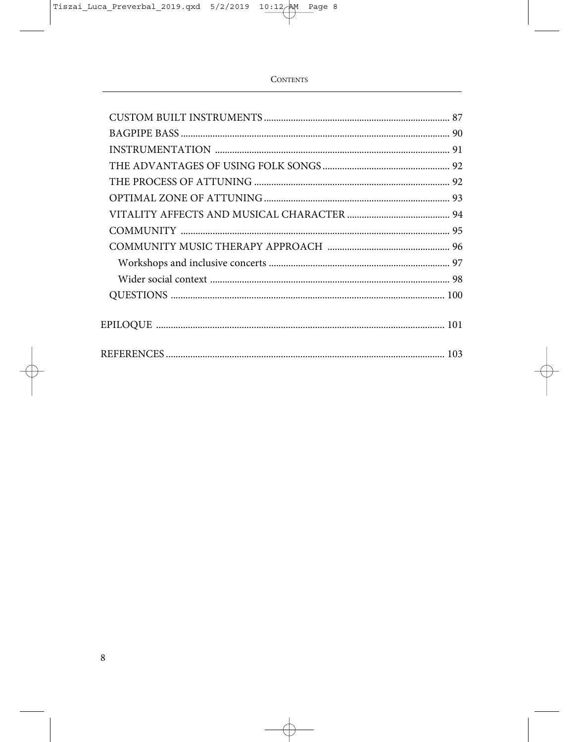CUSTOM BUILT INSTRUMENTS ........................................................................ 87
BAGPIPE BASS ............................................................................................. 90
INSTRUMENTATION ..................................................................................... 91
THE ADVANTAGES OF USING FOLK SONGS .................................................. 92
THE PROCESS OF ATTUNING ....................................................................... 92
OPTIMAL ZONE OF ATTUNING ..................................................................... 93
VITALITY AFFECTS AND MUSICAL CHARACTER ........................................... 94
COMMUNITY ................................................................................................. 95
COMMUNITY MUSIC THERAPY APPROACH ................................................. 96
Workshops and inclusive concerts ............................................................... 97
Wider social context ..................................................................................... 98
QUESTIONS .................................................................................................. 100

EPILOQUE ..................................................................................................... 101

REFERENCES ................................................................................................. 103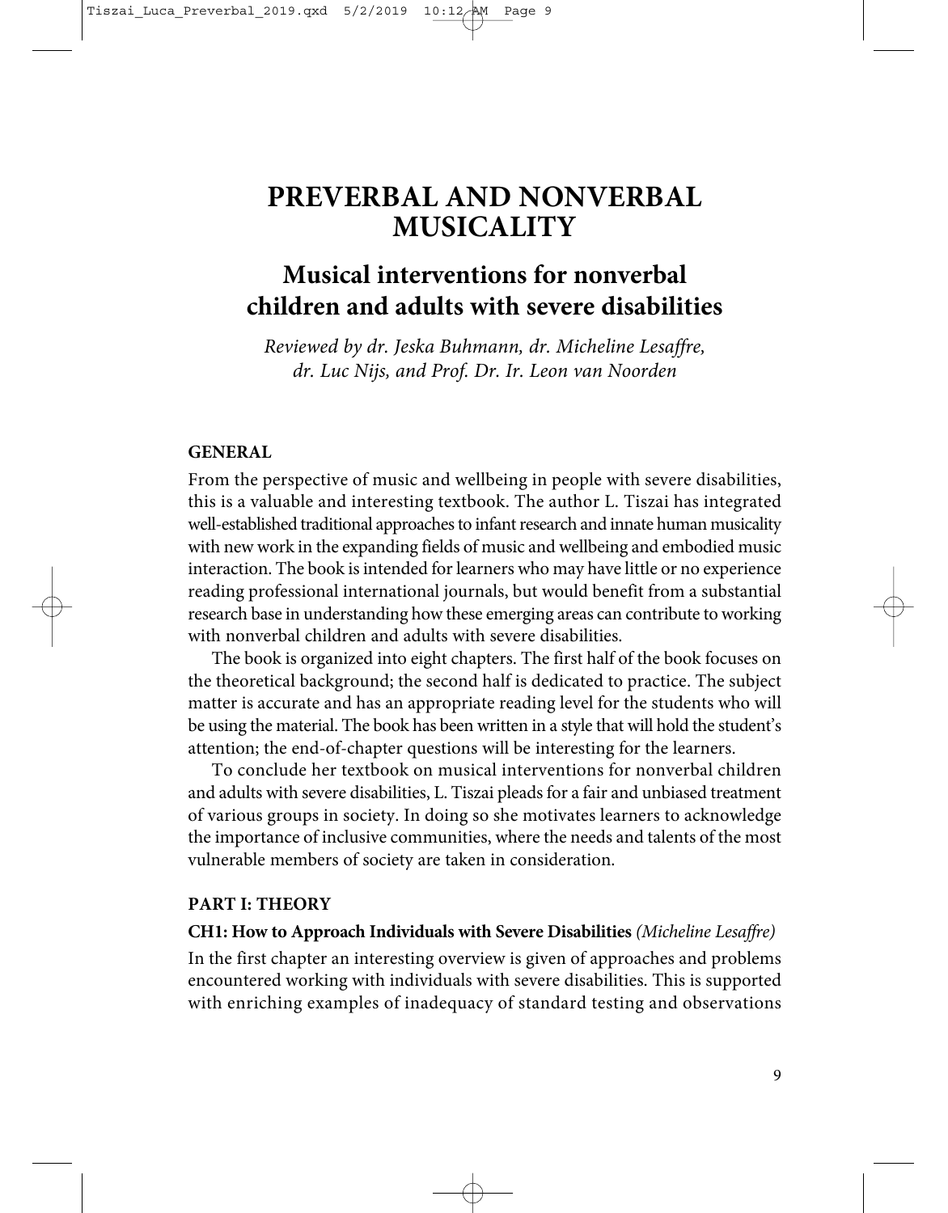# PREVERBAL AND NONVERBAL MUSICALITY

## Musical interventions for nonverbal children and adults with severe disabilities

*Reviewed by dr. Jeska Buhmann, dr. Micheline Lesaffre, dr. Luc Nijs, and Prof. Dr. Ir. Leon van Noorden*

### GENERAL

From the perspective of music and wellbeing in people with severe disabilities, this is a valuable and interesting textbook. The author L. Tiszai has integrated well-established traditional approaches to infant research and innate human musicality with new work in the expanding fields of music and wellbeing and embodied music interaction. The book is intended for learners who may have little or no experience reading professional international journals, but would benefit from a substantial research base in understanding how these emerging areas can contribute to working with nonverbal children and adults with severe disabilities.

The book is organized into eight chapters. The first half of the book focuses on the theoretical background; the second half is dedicated to practice. The subject matter is accurate and has an appropriate reading level for the students who will be using the material. The book has been written in a style that will hold the student's attention; the end-of-chapter questions will be interesting for the learners.

To conclude her textbook on musical interventions for nonverbal children and adults with severe disabilities, L. Tiszai pleads for a fair and unbiased treatment of various groups in society. In doing so she motivates learners to acknowledge the importance of inclusive communities, where the needs and talents of the most vulnerable members of society are taken in consideration.

### PART I: THEORY

**CH1: How to Approach Individuals with Severe Disabilities** *(Micheline Lesaffre)*

In the first chapter an interesting overview is given of approaches and problems encountered working with individuals with severe disabilities. This is supported with enriching examples of inadequacy of standard testing and observations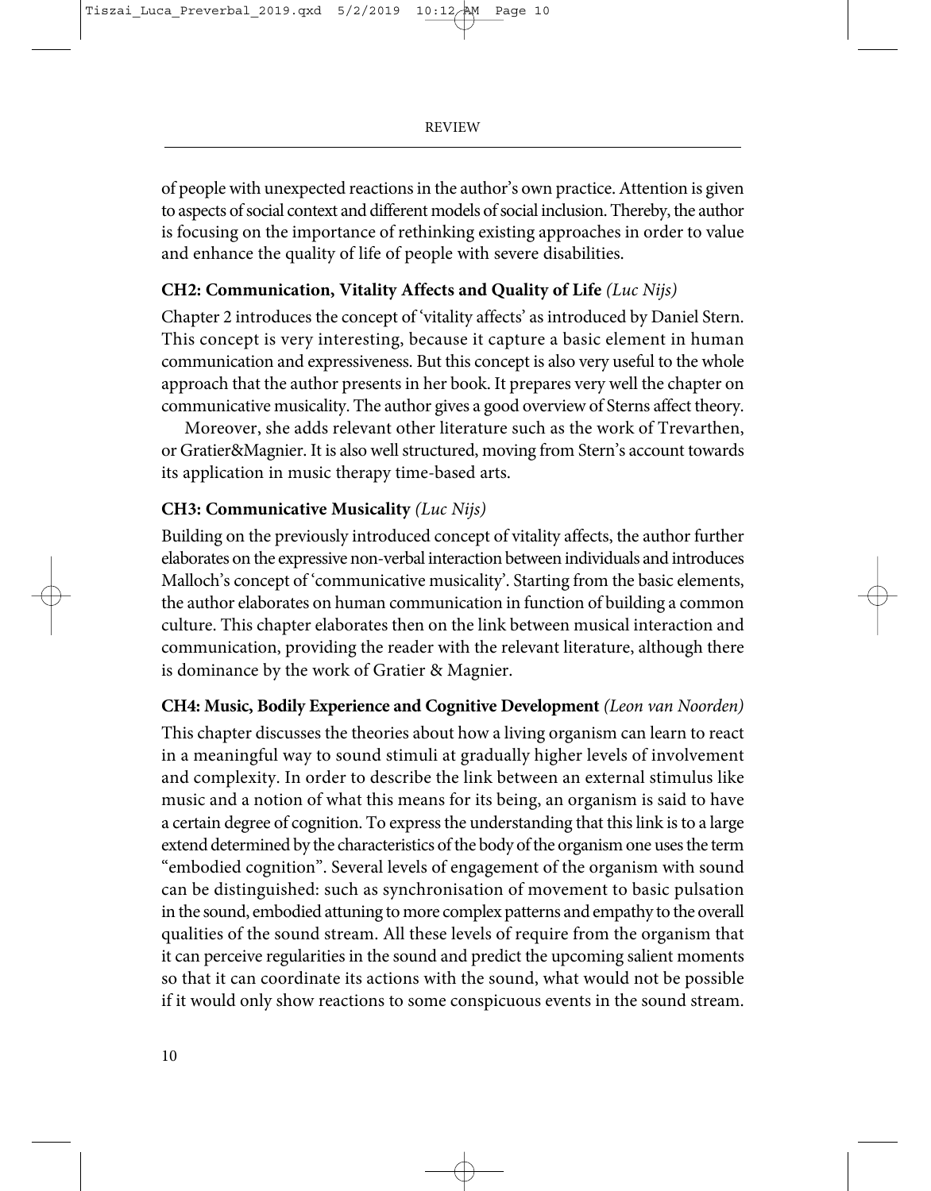of people with unexpected reactions in the author's own practice. Attention is given to aspects of social context and different models of social inclusion. Thereby, the author is focusing on the importance of rethinking existing approaches in order to value and enhance the quality of life of people with severe disabilities.

### CH2: Communication, Vitality Affects and Quality of Life *(Luc Nijs)*

Chapter 2 introduces the concept of 'vitality affects' as introduced by Daniel Stern. This concept is very interesting, because it capture a basic element in human communication and expressiveness. But this concept is also very useful to the whole approach that the author presents in her book. It prepares very well the chapter on communicative musicality. The author gives a good overview of Sterns affect theory.

Moreover, she adds relevant other literature such as the work of Trevarthen, or Gratier&Magnier. It is also well structured, moving from Stern's account towards its application in music therapy time-based arts.

### CH3: Communicative Musicality *(Luc Nijs)*

Building on the previously introduced concept of vitality affects, the author further elaborates on the expressive non-verbal interaction between individuals and introduces Malloch's concept of 'communicative musicality'. Starting from the basic elements, the author elaborates on human communication in function of building a common culture. This chapter elaborates then on the link between musical interaction and communication, providing the reader with the relevant literature, although there is dominance by the work of Gratier & Magnier.

### CH4: Music, Bodily Experience and Cognitive Development *(Leon van Noorden)*

This chapter discusses the theories about how a living organism can learn to react in a meaningful way to sound stimuli at gradually higher levels of involvement and complexity. In order to describe the link between an external stimulus like music and a notion of what this means for its being, an organism is said to have a certain degree of cognition. To express the understanding that this link is to a large extend determined by the characteristics of the body of the organism one uses the term "embodied cognition". Several levels of engagement of the organism with sound can be distinguished: such as synchronisation of movement to basic pulsation in the sound, embodied attuning to more complex patterns and empathy to the overall qualities of the sound stream. All these levels of require from the organism that it can perceive regularities in the sound and predict the upcoming salient moments so that it can coordinate its actions with the sound, what would not be possible if it would only show reactions to some conspicuous events in the sound stream.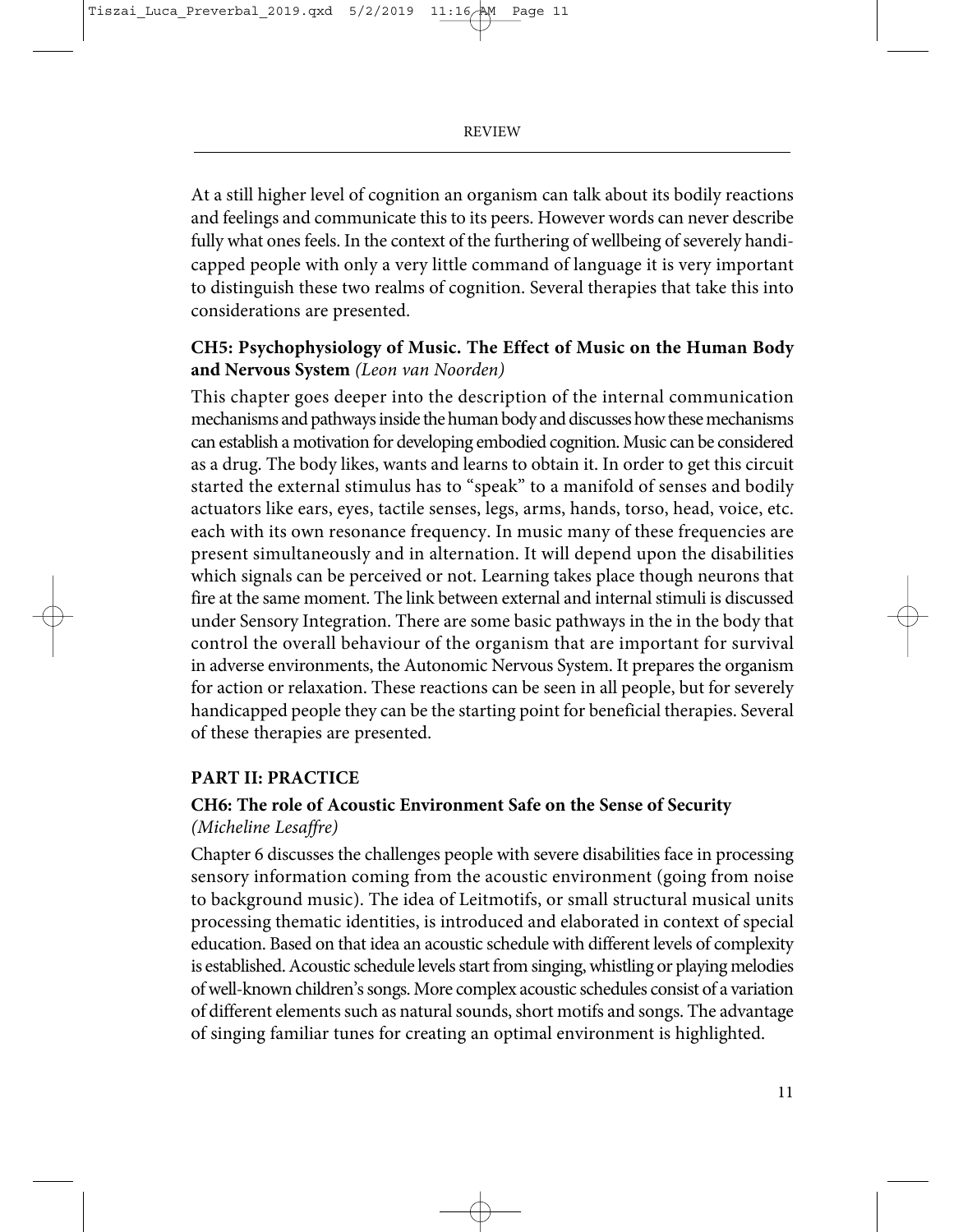At a still higher level of cognition an organism can talk about its bodily reactions and feelings and communicate this to its peers. However words can never describe fully what ones feels. In the context of the furthering of wellbeing of severely handicapped people with only a very little command of language it is very important to distinguish these two realms of cognition. Several therapies that take this into considerations are presented.

### CH5: Psychophysiology of Music. The Effect of Music on the Human Body and Nervous System *(Leon van Noorden)*

This chapter goes deeper into the description of the internal communication mechanisms and pathways inside the human body and discusses how these mechanisms can establish a motivation for developing embodied cognition. Music can be considered as a drug. The body likes, wants and learns to obtain it. In order to get this circuit started the external stimulus has to "speak" to a manifold of senses and bodily actuators like ears, eyes, tactile senses, legs, arms, hands, torso, head, voice, etc. each with its own resonance frequency. In music many of these frequencies are present simultaneously and in alternation. It will depend upon the disabilities which signals can be perceived or not. Learning takes place though neurons that fire at the same moment. The link between external and internal stimuli is discussed under Sensory Integration. There are some basic pathways in the in the body that control the overall behaviour of the organism that are important for survival in adverse environments, the Autonomic Nervous System. It prepares the organism for action or relaxation. These reactions can be seen in all people, but for severely handicapped people they can be the starting point for beneficial therapies. Several of these therapies are presented.

## PART II: PRACTICE

### CH6: The role of Acoustic Environment Safe on the Sense of Security *(Micheline Lesaffre)*

Chapter 6 discusses the challenges people with severe disabilities face in processing sensory information coming from the acoustic environment (going from noise to background music). The idea of Leitmotifs, or small structural musical units processing thematic identities, is introduced and elaborated in context of special education. Based on that idea an acoustic schedule with different levels of complexity is established. Acoustic schedule levels start from singing, whistling or playing melodies of well-known children's songs. More complex acoustic schedules consist of a variation of different elements such as natural sounds, short motifs and songs. The advantage of singing familiar tunes for creating an optimal environment is highlighted.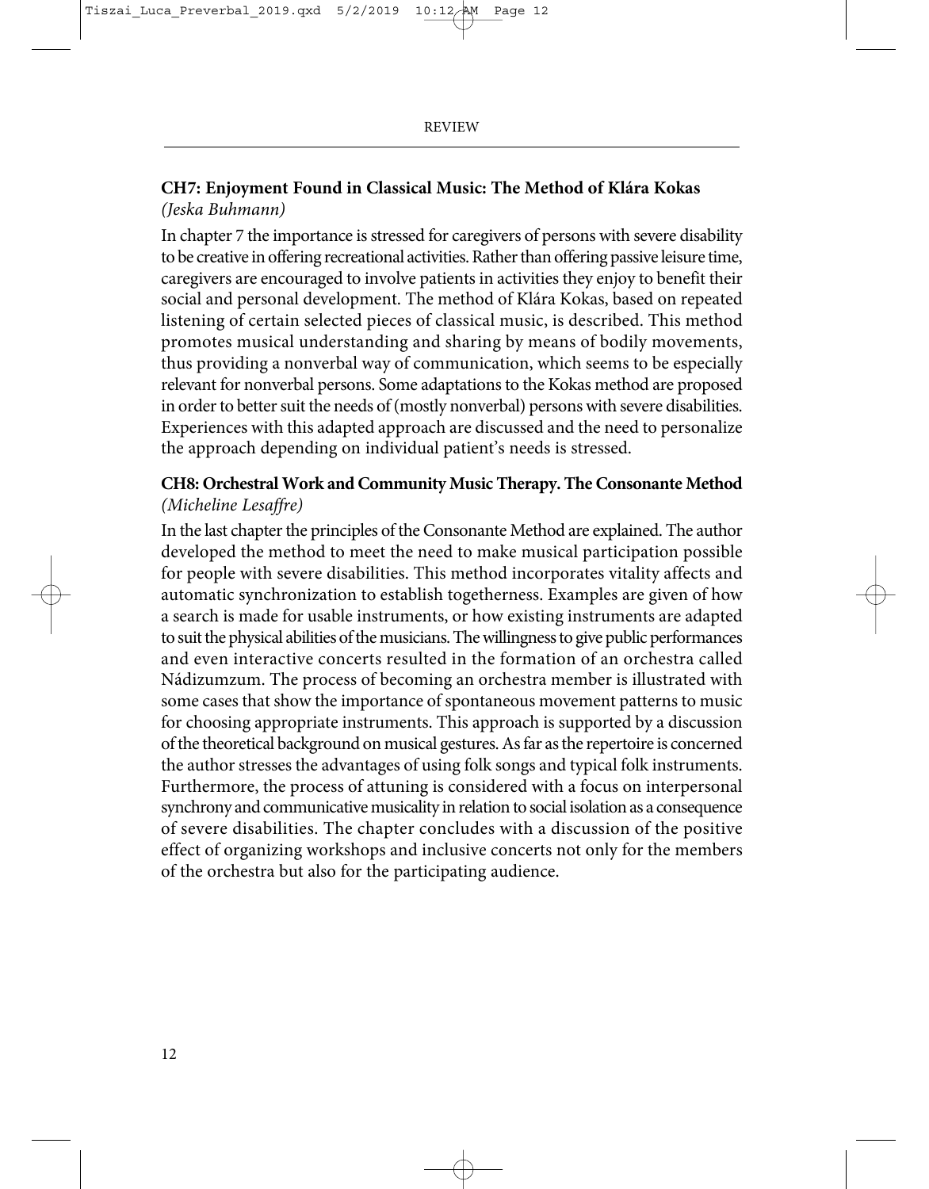### CH7: Enjoyment Found in Classical Music: The Method of Klára Kokas
*(Jeska Buhmann)*

In chapter 7 the importance is stressed for caregivers of persons with severe disability to be creative in offering recreational activities. Rather than offering passive leisure time, caregivers are encouraged to involve patients in activities they enjoy to benefit their social and personal development. The method of Klára Kokas, based on repeated listening of certain selected pieces of classical music, is described. This method promotes musical understanding and sharing by means of bodily movements, thus providing a nonverbal way of communication, which seems to be especially relevant for nonverbal persons. Some adaptations to the Kokas method are proposed in order to better suit the needs of (mostly nonverbal) persons with severe disabilities. Experiences with this adapted approach are discussed and the need to personalize the approach depending on individual patient's needs is stressed.

### CH8: Orchestral Work and Community Music Therapy. The Consonante Method
*(Micheline Lesaffre)*

In the last chapter the principles of the Consonante Method are explained. The author developed the method to meet the need to make musical participation possible for people with severe disabilities. This method incorporates vitality affects and automatic synchronization to establish togetherness. Examples are given of how a search is made for usable instruments, or how existing instruments are adapted to suit the physical abilities of the musicians. The willingness to give public performances and even interactive concerts resulted in the formation of an orchestra called Nádizumzum. The process of becoming an orchestra member is illustrated with some cases that show the importance of spontaneous movement patterns to music for choosing appropriate instruments. This approach is supported by a discussion of the theoretical background on musical gestures. As far as the repertoire is concerned the author stresses the advantages of using folk songs and typical folk instruments. Furthermore, the process of attuning is considered with a focus on interpersonal synchrony and communicative musicality in relation to social isolation as a consequence of severe disabilities. The chapter concludes with a discussion of the positive effect of organizing workshops and inclusive concerts not only for the members of the orchestra but also for the participating audience.